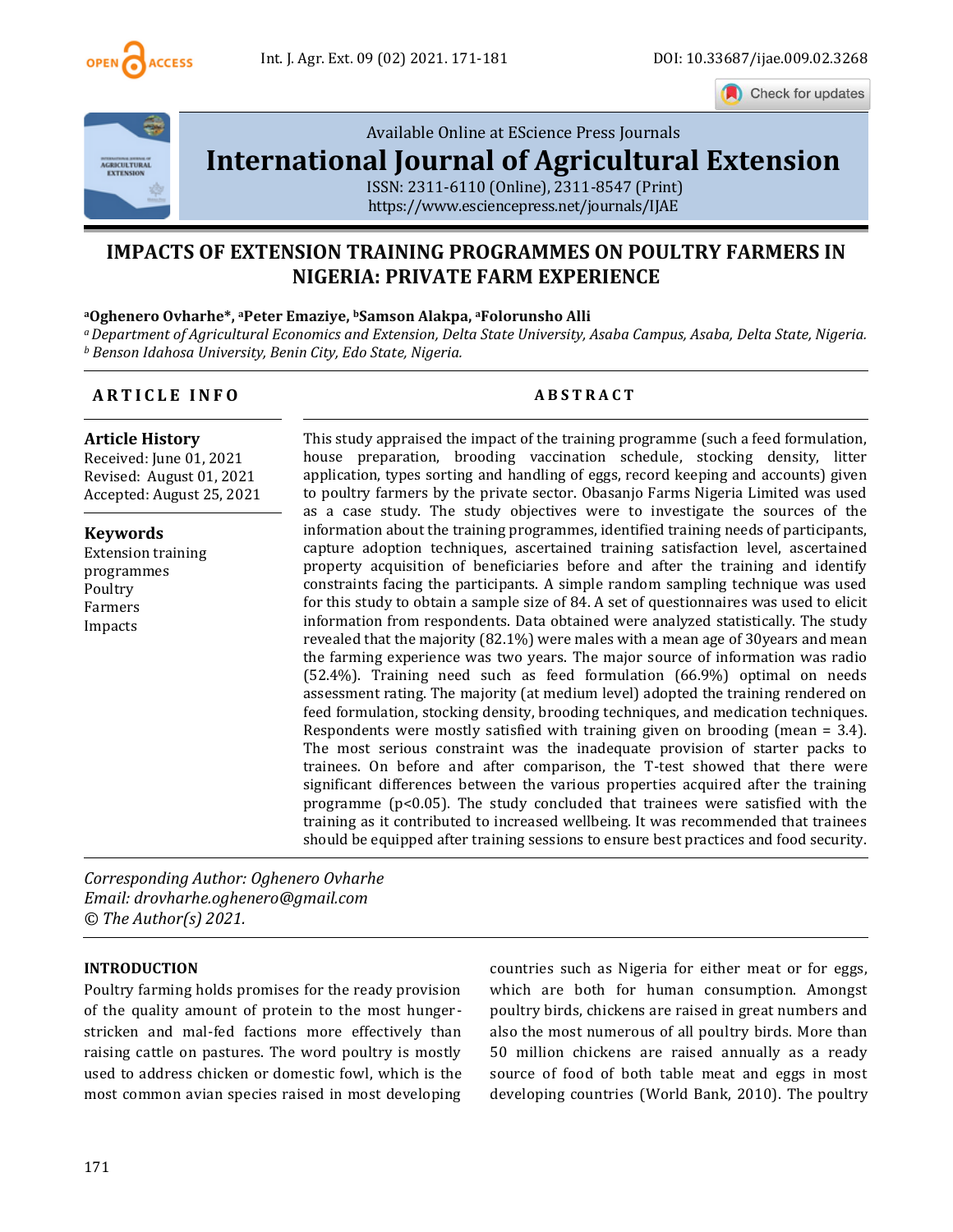Available Online at EScience Press Journals

**International Journal of Agricultural Extension**

ISSN: 2311-6110 (Online), 2311-8547 (Print)
https://www.esciencepress.net/journals/IJAE

# IMPACTS OF EXTENSION TRAINING PROGRAMMES ON POULTRY FARMERS IN NIGERIA: PRIVATE FARM EXPERIENCE

**[a]Oghenero Ovharhe*, [a]Peter Emaziye, [b]Samson Alakpa, [a]Folorunsho Alli**

*[a] Department of Agricultural Economics and Extension, Delta State University, Asaba Campus, Asaba, Delta State, Nigeria.*
*[b] Benson Idahosa University, Benin City, Edo State, Nigeria.*

## ARTICLE INFO

**Article History**
Received: June 01, 2021
Revised: August 01, 2021
Accepted: August 25, 2021

**Keywords**
Extension training programmes
Poultry
Farmers
Impacts

## ABSTRACT

This study appraised the impact of the training programme (such a feed formulation, house preparation, brooding vaccination schedule, stocking density, litter application, types sorting and handling of eggs, record keeping and accounts) given to poultry farmers by the private sector. Obasanjo Farms Nigeria Limited was used as a case study. The study objectives were to investigate the sources of the information about the training programmes, identified training needs of participants, capture adoption techniques, ascertained training satisfaction level, ascertained property acquisition of beneficiaries before and after the training and identify constraints facing the participants. A simple random sampling technique was used for this study to obtain a sample size of 84. A set of questionnaires was used to elicit information from respondents. Data obtained were analyzed statistically. The study revealed that the majority (82.1%) were males with a mean age of 30years and mean the farming experience was two years. The major source of information was radio (52.4%). Training need such as feed formulation (66.9%) optimal on needs assessment rating. The majority (at medium level) adopted the training rendered on feed formulation, stocking density, brooding techniques, and medication techniques. Respondents were mostly satisfied with training given on brooding (mean = 3.4). The most serious constraint was the inadequate provision of starter packs to trainees. On before and after comparison, the T-test showed that there were significant differences between the various properties acquired after the training programme ($p<0.05$). The study concluded that trainees were satisfied with the training as it contributed to increased wellbeing. It was recommended that trainees should be equipped after training sessions to ensure best practices and food security.

*Corresponding Author: Oghenero Ovharhe*
*Email: drovharhe.oghenero@gmail.com*
*© The Author(s) 2021.*

## INTRODUCTION

Poultry farming holds promises for the ready provision of the quality amount of protein to the most hunger-stricken and mal-fed factions more effectively than raising cattle on pastures. The word poultry is mostly used to address chicken or domestic fowl, which is the most common avian species raised in most developing countries such as Nigeria for either meat or for eggs, which are both for human consumption. Amongst poultry birds, chickens are raised in great numbers and also the most numerous of all poultry birds. More than 50 million chickens are raised annually as a ready source of food of both table meat and eggs in most developing countries (World Bank, 2010). The poultry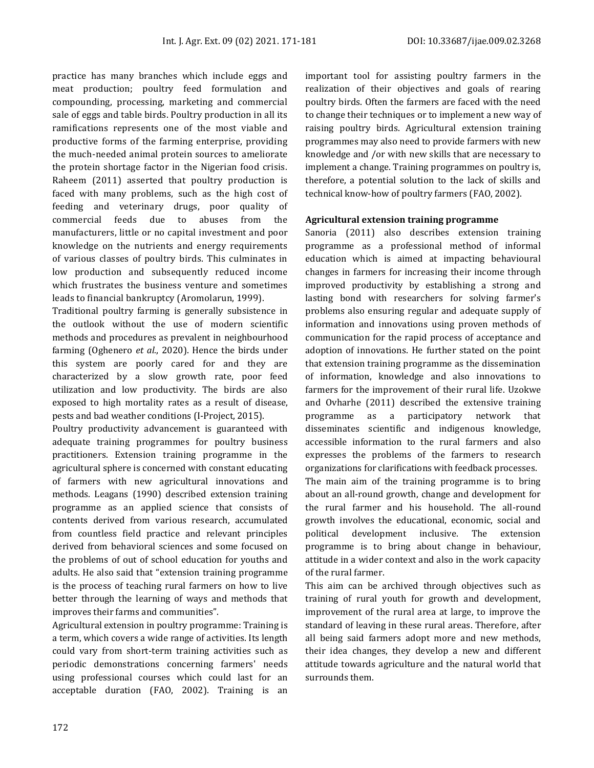practice has many branches which include eggs and meat production; poultry feed formulation and compounding, processing, marketing and commercial sale of eggs and table birds. Poultry production in all its ramifications represents one of the most viable and productive forms of the farming enterprise, providing the much-needed animal protein sources to ameliorate the protein shortage factor in the Nigerian food crisis. Raheem (2011) asserted that poultry production is faced with many problems, such as the high cost of feeding and veterinary drugs, poor quality of commercial feeds due to abuses from the manufacturers, little or no capital investment and poor knowledge on the nutrients and energy requirements of various classes of poultry birds. This culminates in low production and subsequently reduced income which frustrates the business venture and sometimes leads to financial bankruptcy (Aromolarun, 1999).

Traditional poultry farming is generally subsistence in the outlook without the use of modern scientific methods and procedures as prevalent in neighbourhood farming (Oghenero *et al.*, 2020). Hence the birds under this system are poorly cared for and they are characterized by a slow growth rate, poor feed utilization and low productivity. The birds are also exposed to high mortality rates as a result of disease, pests and bad weather conditions (I-Project, 2015).

Poultry productivity advancement is guaranteed with adequate training programmes for poultry business practitioners. Extension training programme in the agricultural sphere is concerned with constant educating of farmers with new agricultural innovations and methods. Leagans (1990) described extension training programme as an applied science that consists of contents derived from various research, accumulated from countless field practice and relevant principles derived from behavioral sciences and some focused on the problems of out of school education for youths and adults. He also said that "extension training programme is the process of teaching rural farmers on how to live better through the learning of ways and methods that improves their farms and communities".

Agricultural extension in poultry programme: Training is a term, which covers a wide range of activities. Its length could vary from short-term training activities such as periodic demonstrations concerning farmers' needs using professional courses which could last for an acceptable duration (FAO, 2002). Training is an important tool for assisting poultry farmers in the realization of their objectives and goals of rearing poultry birds. Often the farmers are faced with the need to change their techniques or to implement a new way of raising poultry birds. Agricultural extension training programmes may also need to provide farmers with new knowledge and /or with new skills that are necessary to implement a change. Training programmes on poultry is, therefore, a potential solution to the lack of skills and technical know-how of poultry farmers (FAO, 2002).

**Agricultural extension training programme**

Sanoria (2011) also describes extension training programme as a professional method of informal education which is aimed at impacting behavioural changes in farmers for increasing their income through improved productivity by establishing a strong and lasting bond with researchers for solving farmer's problems also ensuring regular and adequate supply of information and innovations using proven methods of communication for the rapid process of acceptance and adoption of innovations. He further stated on the point that extension training programme as the dissemination of information, knowledge and also innovations to farmers for the improvement of their rural life. Uzokwe and Ovharhe (2011) described the extensive training programme as a participatory network that disseminates scientific and indigenous knowledge, accessible information to the rural farmers and also expresses the problems of the farmers to research organizations for clarifications with feedback processes.

The main aim of the training programme is to bring about an all-round growth, change and development for the rural farmer and his household. The all-round growth involves the educational, economic, social and political development inclusive. The extension programme is to bring about change in behaviour, attitude in a wider context and also in the work capacity of the rural farmer.

This aim can be archived through objectives such as training of rural youth for growth and development, improvement of the rural area at large, to improve the standard of leaving in these rural areas. Therefore, after all being said farmers adopt more and new methods, their idea changes, they develop a new and different attitude towards agriculture and the natural world that surrounds them.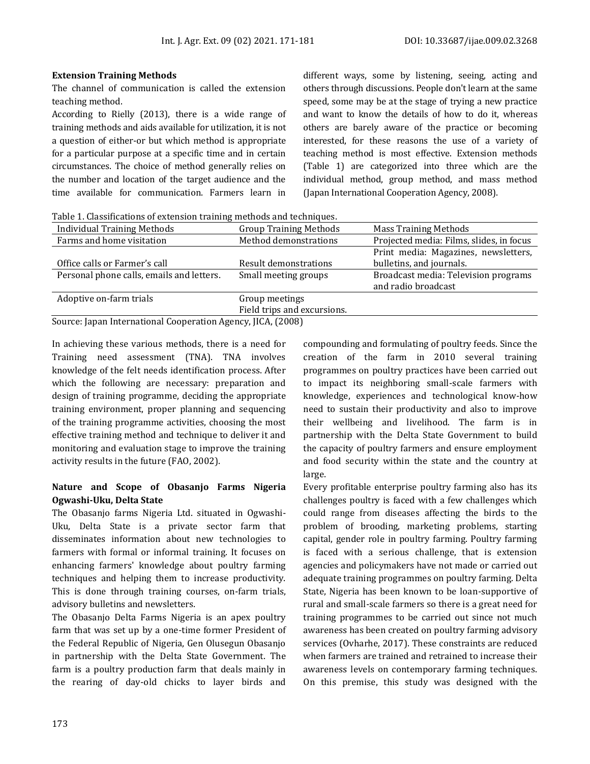**Extension Training Methods**

The channel of communication is called the extension teaching method.

According to Rielly (2013), there is a wide range of training methods and aids available for utilization, it is not a question of either-or but which method is appropriate for a particular purpose at a specific time and in certain circumstances. The choice of method generally relies on the number and location of the target audience and the time available for communication. Farmers learn in different ways, some by listening, seeing, acting and others through discussions. People don't learn at the same speed, some may be at the stage of trying a new practice and want to know the details of how to do it, whereas others are barely aware of the practice or becoming interested, for these reasons the use of a variety of teaching method is most effective. Extension methods (Table 1) are categorized into three which are the individual method, group method, and mass method (Japan International Cooperation Agency, 2008).

Table 1. Classifications of extension training methods and techniques.

| Individual Training Methods | Group Training Methods | Mass Training Methods |
|---|---|---|
| Farms and home visitation | Method demonstrations | Projected media: Films, slides, in focus |
| Office calls or Farmer's call | Result demonstrations | Print media: Magazines, newsletters, bulletins, and journals. |
| Personal phone calls, emails and letters. | Small meeting groups | Broadcast media: Television programs and radio broadcast |
| Adoptive on-farm trials | Group meetings<br>Field trips and excursions. | |

Source: Japan International Cooperation Agency, JICA, (2008)

In achieving these various methods, there is a need for Training need assessment (TNA). TNA involves knowledge of the felt needs identification process. After which the following are necessary: preparation and design of training programme, deciding the appropriate training environment, proper planning and sequencing of the training programme activities, choosing the most effective training method and technique to deliver it and monitoring and evaluation stage to improve the training activity results in the future (FAO, 2002).

**Nature and Scope of Obasanjo Farms Nigeria Ogwashi-Uku, Delta State**

The Obasanjo farms Nigeria Ltd. situated in Ogwashi-Uku, Delta State is a private sector farm that disseminates information about new technologies to farmers with formal or informal training. It focuses on enhancing farmers' knowledge about poultry farming techniques and helping them to increase productivity. This is done through training courses, on-farm trials, advisory bulletins and newsletters.

The Obasanjo Delta Farms Nigeria is an apex poultry farm that was set up by a one-time former President of the Federal Republic of Nigeria, Gen Olusegun Obasanjo in partnership with the Delta State Government. The farm is a poultry production farm that deals mainly in the rearing of day-old chicks to layer birds and compounding and formulating of poultry feeds. Since the creation of the farm in 2010 several training programmes on poultry practices have been carried out to impact its neighboring small-scale farmers with knowledge, experiences and technological know-how need to sustain their productivity and also to improve their wellbeing and livelihood. The farm is in partnership with the Delta State Government to build the capacity of poultry farmers and ensure employment and food security within the state and the country at large.

Every profitable enterprise poultry farming also has its challenges poultry is faced with a few challenges which could range from diseases affecting the birds to the problem of brooding, marketing problems, starting capital, gender role in poultry farming. Poultry farming is faced with a serious challenge, that is extension agencies and policymakers have not made or carried out adequate training programmes on poultry farming. Delta State, Nigeria has been known to be loan-supportive of rural and small-scale farmers so there is a great need for training programmes to be carried out since not much awareness has been created on poultry farming advisory services (Ovharhe, 2017). These constraints are reduced when farmers are trained and retrained to increase their awareness levels on contemporary farming techniques. On this premise, this study was designed with the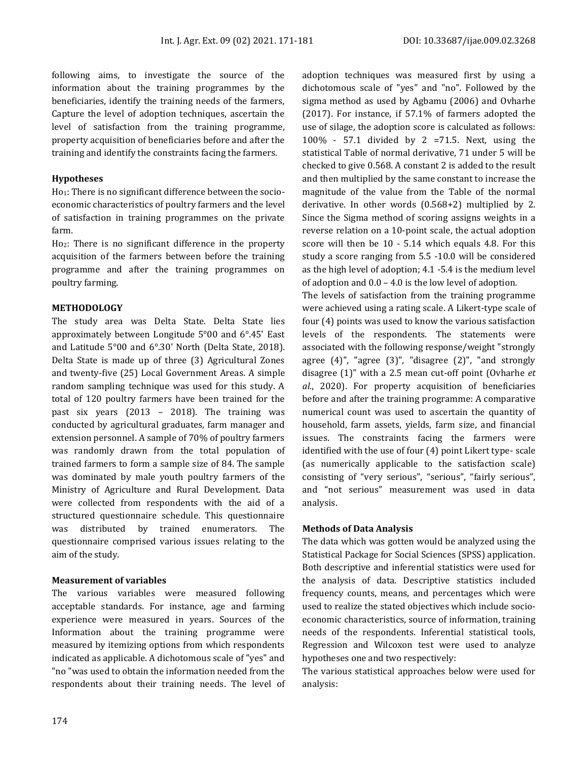following aims, to investigate the source of the information about the training programmes by the beneficiaries, identify the training needs of the farmers, Capture the level of adoption techniques, ascertain the level of satisfaction from the training programme, property acquisition of beneficiaries before and after the training and identify the constraints facing the farmers.

**Hypotheses**

$Ho_1$: There is no significant difference between the socio-economic characteristics of poultry farmers and the level of satisfaction in training programmes on the private farm.

$Ho_2$: There is no significant difference in the property acquisition of the farmers between before the training programme and after the training programmes on poultry farming.

**METHODOLOGY**

The study area was Delta State. Delta State lies approximately between Longitude 5°00 and 6°.45' East and Latitude 5°00 and 6°.30' North (Delta State, 2018). Delta State is made up of three (3) Agricultural Zones and twenty-five (25) Local Government Areas. A simple random sampling technique was used for this study. A total of 120 poultry farmers have been trained for the past six years (2013 – 2018). The training was conducted by agricultural graduates, farm manager and extension personnel. A sample of 70% of poultry farmers was randomly drawn from the total population of trained farmers to form a sample size of 84. The sample was dominated by male youth poultry farmers of the Ministry of Agriculture and Rural Development. Data were collected from respondents with the aid of a structured questionnaire schedule. This questionnaire was distributed by trained enumerators. The questionnaire comprised various issues relating to the aim of the study.

**Measurement of variables**

The various variables were measured following acceptable standards. For instance, age and farming experience were measured in years. Sources of the Information about the training programme were measured by itemizing options from which respondents indicated as applicable. A dichotomous scale of "yes" and "no "was used to obtain the information needed from the respondents about their training needs. The level of adoption techniques was measured first by using a dichotomous scale of "yes" and "no". Followed by the sigma method as used by Agbamu (2006) and Ovharhe (2017). For instance, if 57.1% of farmers adopted the use of silage, the adoption score is calculated as follows: 100% - 57.1 divided by 2 =71.5. Next, using the statistical Table of normal derivative, 71 under 5 will be checked to give 0.568. A constant 2 is added to the result and then multiplied by the same constant to increase the magnitude of the value from the Table of the normal derivative. In other words (0.568+2) multiplied by 2. Since the Sigma method of scoring assigns weights in a reverse relation on a 10-point scale, the actual adoption score will then be 10 - 5.14 which equals 4.8. For this study a score ranging from 5.5 -10.0 will be considered as the high level of adoption; 4.1 -5.4 is the medium level of adoption and 0.0 – 4.0 is the low level of adoption.

The levels of satisfaction from the training programme were achieved using a rating scale. A Likert-type scale of four (4) points was used to know the various satisfaction levels of the respondents. The statements were associated with the following response/weight "strongly agree (4)", "agree (3)", "disagree (2)", "and strongly disagree (1)" with a 2.5 mean cut-off point (Ovharhe *et al.*, 2020). For property acquisition of beneficiaries before and after the training programme: A comparative numerical count was used to ascertain the quantity of household, farm assets, yields, farm size, and financial issues. The constraints facing the farmers were identified with the use of four (4) point Likert type- scale (as numerically applicable to the satisfaction scale) consisting of "very serious", "serious", "fairly serious", and "not serious" measurement was used in data analysis.

**Methods of Data Analysis**

The data which was gotten would be analyzed using the Statistical Package for Social Sciences (SPSS) application. Both descriptive and inferential statistics were used for the analysis of data. Descriptive statistics included frequency counts, means, and percentages which were used to realize the stated objectives which include socio-economic characteristics, source of information, training needs of the respondents. Inferential statistical tools, Regression and Wilcoxon test were used to analyze hypotheses one and two respectively:

The various statistical approaches below were used for analysis: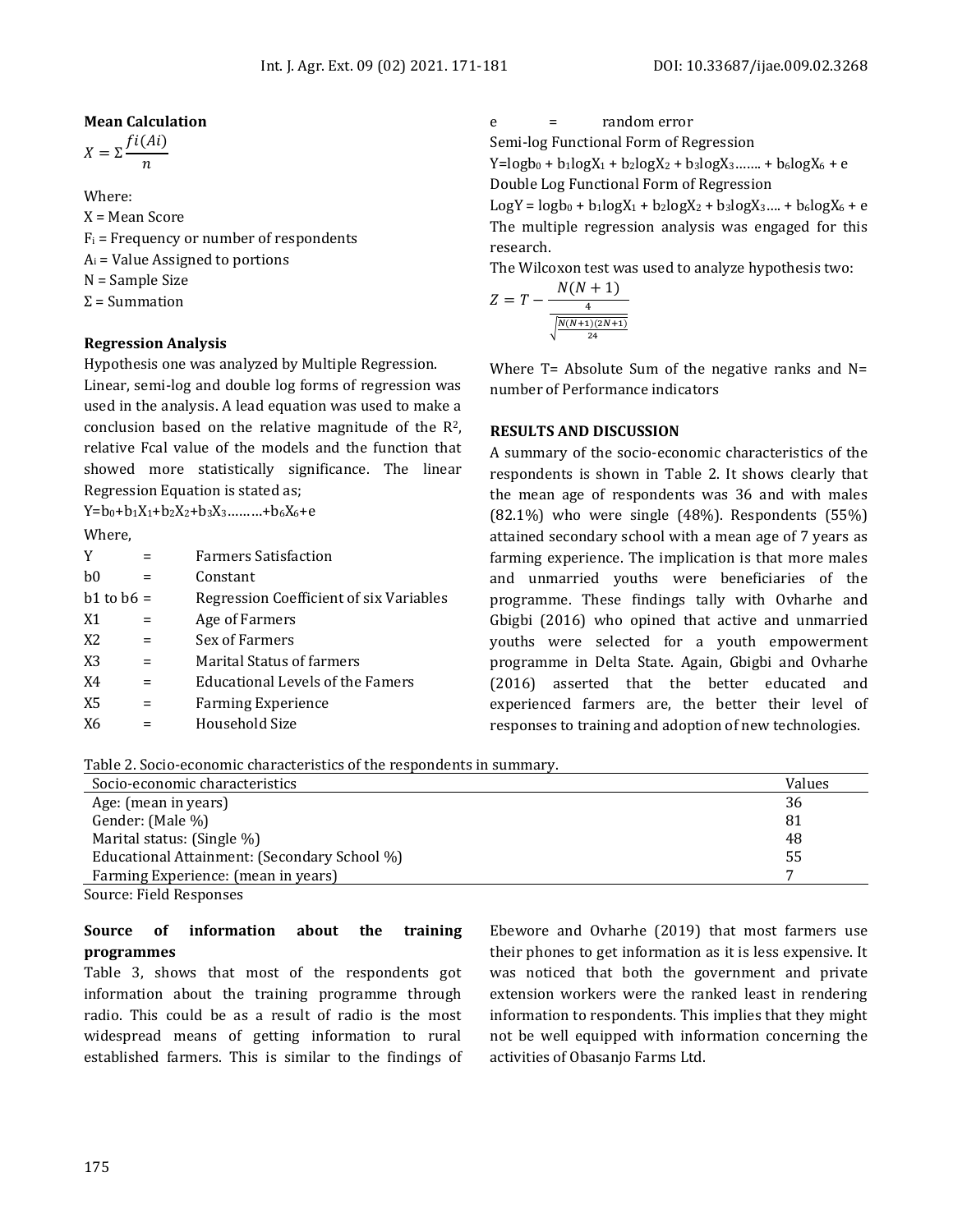### Mean Calculation

$$X = \Sigma \frac{fi(Ai)}{n}$$

Where:

X = Mean Score

$F_i$ = Frequency or number of respondents

$A_i$ = Value Assigned to portions

N = Sample Size

Σ = Summation

### Regression Analysis

Hypothesis one was analyzed by Multiple Regression. Linear, semi-log and double log forms of regression was used in the analysis. A lead equation was used to make a conclusion based on the relative magnitude of the $R^2$, relative Fcal value of the models and the function that showed more statistically significance. The linear Regression Equation is stated as;

$Y=b_0+b_1X_1+b_2X_2+b_3X_3.........+b_6X_6+e$

Where,

| | | |
|---|---|---|
| Y | = | Farmers Satisfaction |
| b0 | = | Constant |
| b1 to b6 | = | Regression Coefficient of six Variables |
| X1 | = | Age of Farmers |
| X2 | = | Sex of Farmers |
| X3 | = | Marital Status of farmers |
| X4 | = | Educational Levels of the Famers |
| X5 | = | Farming Experience |
| X6 | = | Household Size |
| e | = | random error |

Semi-log Functional Form of Regression

$Y=\log b_0 + b_1\log X_1 + b_2\log X_2 + b_3\log X_3....... + b_6\log X_6 + e$

Double Log Functional Form of Regression

$\log Y = \log b_0 + b_1\log X_1 + b_2\log X_2 + b_3\log X_3.... + b_6\log X_6 + e$

The multiple regression analysis was engaged for this research.

The Wilcoxon test was used to analyze hypothesis two:

$$Z = T - \frac{\frac{N(N+1)}{4}}{\sqrt{\frac{N(N+1)(2N+1)}{24}}}$$

Where T= Absolute Sum of the negative ranks and N= number of Performance indicators

## RESULTS AND DISCUSSION

A summary of the socio-economic characteristics of the respondents is shown in Table 2. It shows clearly that the mean age of respondents was 36 and with males (82.1%) who were single (48%). Respondents (55%) attained secondary school with a mean age of 7 years as farming experience. The implication is that more males and unmarried youths were beneficiaries of the programme. These findings tally with Ovharhe and Gbigbi (2016) who opined that active and unmarried youths were selected for a youth empowerment programme in Delta State. Again, Gbigbi and Ovharhe (2016) asserted that the better educated and experienced farmers are, the better their level of responses to training and adoption of new technologies.

Table 2. Socio-economic characteristics of the respondents in summary.

| Socio-economic characteristics | Values |
|---|---|
| Age: (mean in years) | 36 |
| Gender: (Male %) | 81 |
| Marital status: (Single %) | 48 |
| Educational Attainment: (Secondary School %) | 55 |
| Farming Experience: (mean in years) | 7 |

Source: Field Responses

### Source of information about the training programmes

Table 3, shows that most of the respondents got information about the training programme through radio. This could be as a result of radio is the most widespread means of getting information to rural established farmers. This is similar to the findings of Ebewore and Ovharhe (2019) that most farmers use their phones to get information as it is less expensive. It was noticed that both the government and private extension workers were the ranked least in rendering information to respondents. This implies that they might not be well equipped with information concerning the activities of Obasanjo Farms Ltd.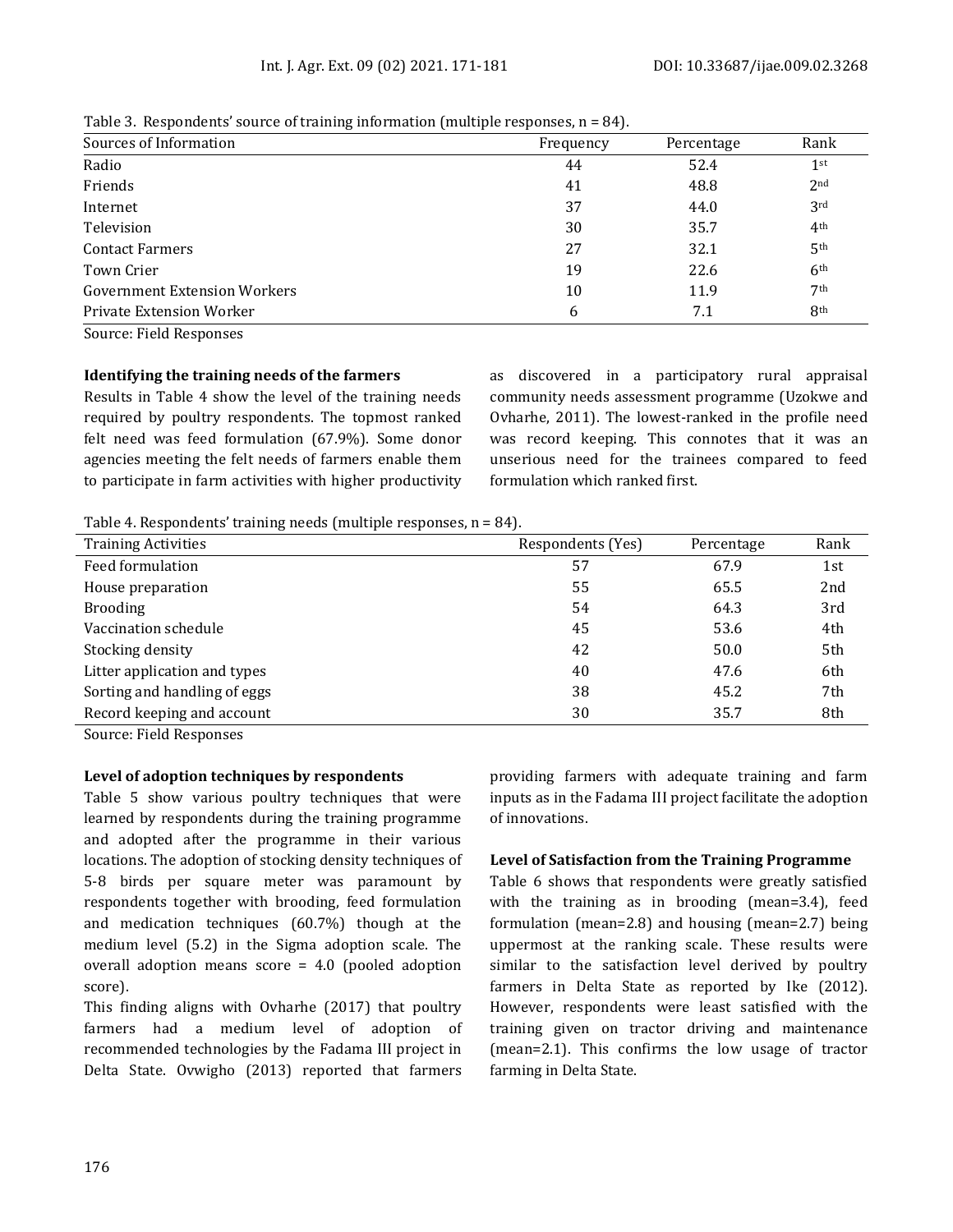Table 3. Respondents' source of training information (multiple responses, n = 84).

| Sources of Information | Frequency | Percentage | Rank |
|---|---|---|---|
| Radio | 44 | 52.4 | 1st |
| Friends | 41 | 48.8 | 2nd |
| Internet | 37 | 44.0 | 3rd |
| Television | 30 | 35.7 | 4th |
| Contact Farmers | 27 | 32.1 | 5th |
| Town Crier | 19 | 22.6 | 6th |
| Government Extension Workers | 10 | 11.9 | 7th |
| Private Extension Worker | 6 | 7.1 | 8th |

Source: Field Responses

**Identifying the training needs of the farmers**

Results in Table 4 show the level of the training needs required by poultry respondents. The topmost ranked felt need was feed formulation (67.9%). Some donor agencies meeting the felt needs of farmers enable them to participate in farm activities with higher productivity as discovered in a participatory rural appraisal community needs assessment programme (Uzokwe and Ovharhe, 2011). The lowest-ranked in the profile need was record keeping. This connotes that it was an unserious need for the trainees compared to feed formulation which ranked first.

Table 4. Respondents' training needs (multiple responses, n = 84).

| Training Activities | Respondents (Yes) | Percentage | Rank |
|---|---|---|---|
| Feed formulation | 57 | 67.9 | 1st |
| House preparation | 55 | 65.5 | 2nd |
| Brooding | 54 | 64.3 | 3rd |
| Vaccination schedule | 45 | 53.6 | 4th |
| Stocking density | 42 | 50.0 | 5th |
| Litter application and types | 40 | 47.6 | 6th |
| Sorting and handling of eggs | 38 | 45.2 | 7th |
| Record keeping and account | 30 | 35.7 | 8th |

Source: Field Responses

**Level of adoption techniques by respondents**

Table 5 show various poultry techniques that were learned by respondents during the training programme and adopted after the programme in their various locations. The adoption of stocking density techniques of 5-8 birds per square meter was paramount by respondents together with brooding, feed formulation and medication techniques (60.7%) though at the medium level (5.2) in the Sigma adoption scale. The overall adoption means score = 4.0 (pooled adoption score).

This finding aligns with Ovharhe (2017) that poultry farmers had a medium level of adoption of recommended technologies by the Fadama III project in Delta State. Ovwigho (2013) reported that farmers providing farmers with adequate training and farm inputs as in the Fadama III project facilitate the adoption of innovations.

**Level of Satisfaction from the Training Programme**

Table 6 shows that respondents were greatly satisfied with the training as in brooding (mean=3.4), feed formulation (mean=2.8) and housing (mean=2.7) being uppermost at the ranking scale. These results were similar to the satisfaction level derived by poultry farmers in Delta State as reported by Ike (2012). However, respondents were least satisfied with the training given on tractor driving and maintenance (mean=2.1). This confirms the low usage of tractor farming in Delta State.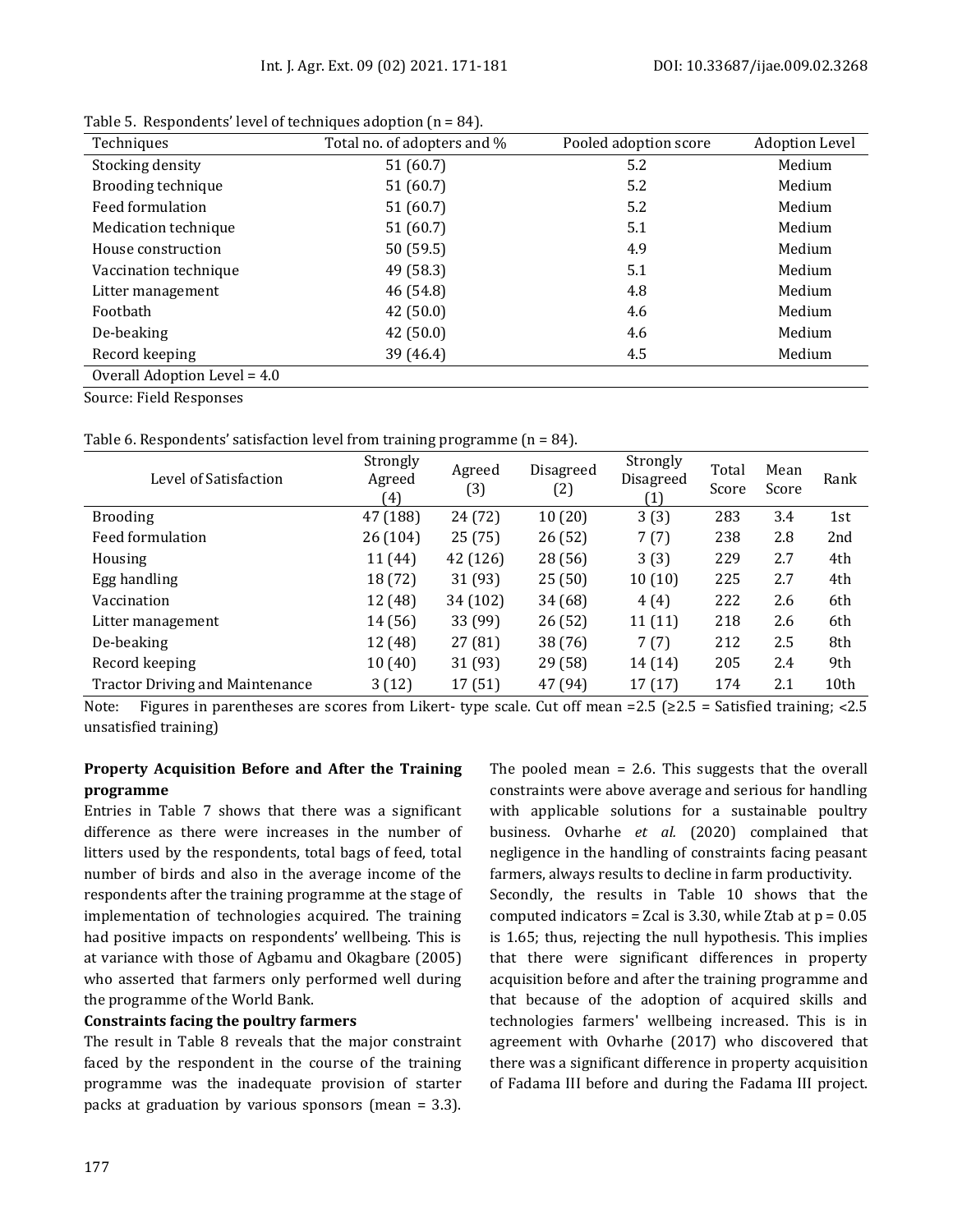Table 5. Respondents' level of techniques adoption (n = 84).

| Techniques | Total no. of adopters and % | Pooled adoption score | Adoption Level |
|---|---|---|---|
| Stocking density | 51 (60.7) | 5.2 | Medium |
| Brooding technique | 51 (60.7) | 5.2 | Medium |
| Feed formulation | 51 (60.7) | 5.2 | Medium |
| Medication technique | 51 (60.7) | 5.1 | Medium |
| House construction | 50 (59.5) | 4.9 | Medium |
| Vaccination technique | 49 (58.3) | 5.1 | Medium |
| Litter management | 46 (54.8) | 4.8 | Medium |
| Footbath | 42 (50.0) | 4.6 | Medium |
| De-beaking | 42 (50.0) | 4.6 | Medium |
| Record keeping | 39 (46.4) | 4.5 | Medium |
| Overall Adoption Level = 4.0 | | | |

Source: Field Responses

Table 6. Respondents' satisfaction level from training programme (n = 84).

| Level of Satisfaction | Strongly Agreed (4) | Agreed (3) | Disagreed (2) | Strongly Disagreed (1) | Total Score | Mean Score | Rank |
|---|---|---|---|---|---|---|---|
| Brooding | 47 (188) | 24 (72) | 10 (20) | 3 (3) | 283 | 3.4 | 1st |
| Feed formulation | 26 (104) | 25 (75) | 26 (52) | 7 (7) | 238 | 2.8 | 2nd |
| Housing | 11 (44) | 42 (126) | 28 (56) | 3 (3) | 229 | 2.7 | 4th |
| Egg handling | 18 (72) | 31 (93) | 25 (50) | 10 (10) | 225 | 2.7 | 4th |
| Vaccination | 12 (48) | 34 (102) | 34 (68) | 4 (4) | 222 | 2.6 | 6th |
| Litter management | 14 (56) | 33 (99) | 26 (52) | 11 (11) | 218 | 2.6 | 6th |
| De-beaking | 12 (48) | 27 (81) | 38 (76) | 7 (7) | 212 | 2.5 | 8th |
| Record keeping | 10 (40) | 31 (93) | 29 (58) | 14 (14) | 205 | 2.4 | 9th |
| Tractor Driving and Maintenance | 3 (12) | 17 (51) | 47 (94) | 17 (17) | 174 | 2.1 | 10th |

Note: Figures in parentheses are scores from Likert- type scale. Cut off mean =2.5 (≥2.5 = Satisfied training; <2.5 unsatisfied training)

**Property Acquisition Before and After the Training programme**

Entries in Table 7 shows that there was a significant difference as there were increases in the number of litters used by the respondents, total bags of feed, total number of birds and also in the average income of the respondents after the training programme at the stage of implementation of technologies acquired. The training had positive impacts on respondents' wellbeing. This is at variance with those of Agbamu and Okagbare (2005) who asserted that farmers only performed well during the programme of the World Bank.

**Constraints facing the poultry farmers**

The result in Table 8 reveals that the major constraint faced by the respondent in the course of the training programme was the inadequate provision of starter packs at graduation by various sponsors (mean = 3.3). The pooled mean = 2.6. This suggests that the overall constraints were above average and serious for handling with applicable solutions for a sustainable poultry business. Ovharhe *et al.* (2020) complained that negligence in the handling of constraints facing peasant farmers, always results to decline in farm productivity.

Secondly, the results in Table 10 shows that the computed indicators = Zcal is 3.30, while Ztab at p = 0.05 is 1.65; thus, rejecting the null hypothesis. This implies that there were significant differences in property acquisition before and after the training programme and that because of the adoption of acquired skills and technologies farmers' wellbeing increased. This is in agreement with Ovharhe (2017) who discovered that there was a significant difference in property acquisition of Fadama III before and during the Fadama III project.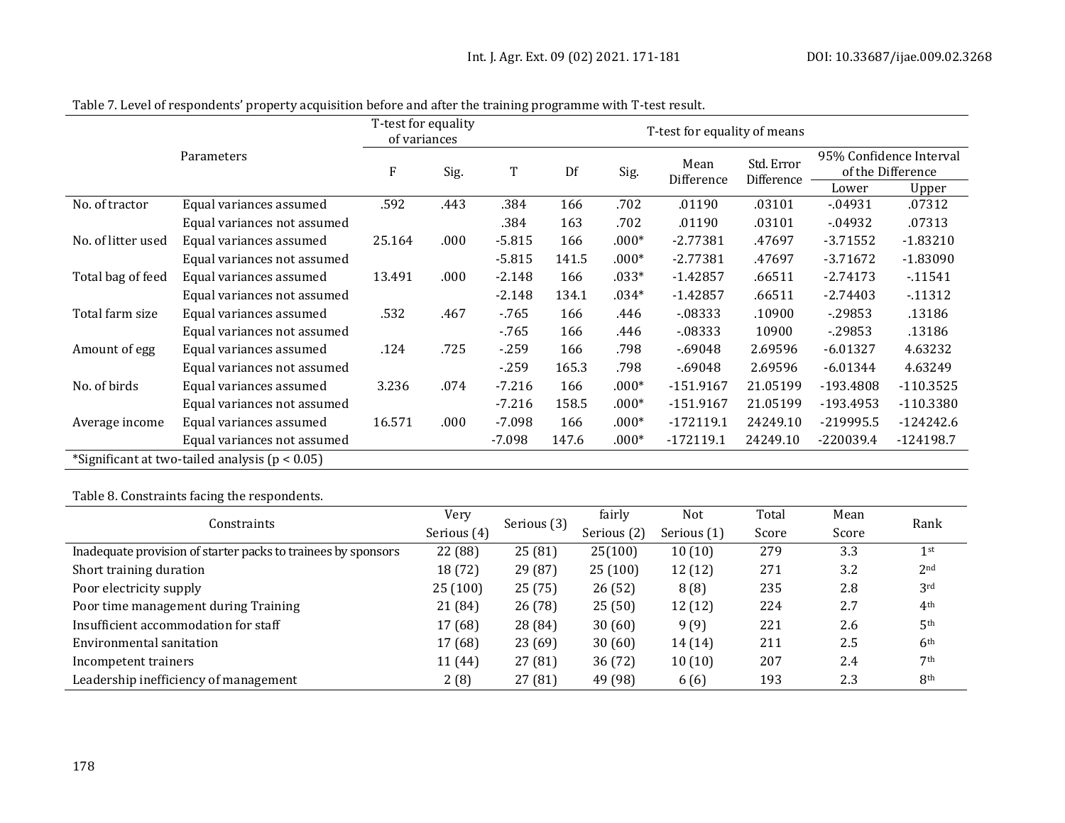Table 7. Level of respondents' property acquisition before and after the training programme with T-test result.

| Parameters | | T-test for equality of variances | | T-test for equality of means | | | | | | |
|---|---|---|---|---|---|---|---|---|---|---|
| | | F | Sig. | T | Df | Sig. | Mean Difference | Std. Error Difference | 95% Confidence Interval of the Difference | |
| | | | | | | | | | Lower | Upper |
| No. of tractor | Equal variances assumed | .592 | .443 | .384 | 166 | .702 | .01190 | .03101 | -.04931 | .07312 |
| | Equal variances not assumed | | | .384 | 163 | .702 | .01190 | .03101 | -.04932 | .07313 |
| No. of litter used | Equal variances assumed | 25.164 | .000 | -5.815 | 166 | .000* | -2.77381 | .47697 | -3.71552 | -1.83210 |
| | Equal variances not assumed | | | -5.815 | 141.5 | .000* | -2.77381 | .47697 | -3.71672 | -1.83090 |
| Total bag of feed | Equal variances assumed | 13.491 | .000 | -2.148 | 166 | .033* | -1.42857 | .66511 | -2.74173 | -.11541 |
| | Equal variances not assumed | | | -2.148 | 134.1 | .034* | -1.42857 | .66511 | -2.74403 | -.11312 |
| Total farm size | Equal variances assumed | .532 | .467 | -.765 | 166 | .446 | -.08333 | .10900 | -.29853 | .13186 |
| | Equal variances not assumed | | | -.765 | 166 | .446 | -.08333 | 10900 | -.29853 | .13186 |
| Amount of egg | Equal variances assumed | .124 | .725 | -.259 | 166 | .798 | -.69048 | 2.69596 | -6.01327 | 4.63232 |
| | Equal variances not assumed | | | -.259 | 165.3 | .798 | -.69048 | 2.69596 | -6.01344 | 4.63249 |
| No. of birds | Equal variances assumed | 3.236 | .074 | -7.216 | 166 | .000* | -151.9167 | 21.05199 | -193.4808 | -110.3525 |
| | Equal variances not assumed | | | -7.216 | 158.5 | .000* | -151.9167 | 21.05199 | -193.4953 | -110.3380 |
| Average income | Equal variances assumed | 16.571 | .000 | -7.098 | 166 | .000* | -172119.1 | 24249.10 | -219995.5 | -124242.6 |
| | Equal variances not assumed | | | -7.098 | 147.6 | .000* | -172119.1 | 24249.10 | -220039.4 | -124198.7 |

*Significant at two-tailed analysis ($p < 0.05$)

Table 8. Constraints facing the respondents.

| Constraints | Very Serious (4) | Serious (3) | fairly Serious (2) | Not Serious (1) | Total Score | Mean Score | Rank |
|---|---|---|---|---|---|---|---|
| Inadequate provision of starter packs to trainees by sponsors | 22 (88) | 25 (81) | 25(100) | 10 (10) | 279 | 3.3 | 1st |
| Short training duration | 18 (72) | 29 (87) | 25 (100) | 12 (12) | 271 | 3.2 | 2nd |
| Poor electricity supply | 25 (100) | 25 (75) | 26 (52) | 8 (8) | 235 | 2.8 | 3rd |
| Poor time management during Training | 21 (84) | 26 (78) | 25 (50) | 12 (12) | 224 | 2.7 | 4th |
| Insufficient accommodation for staff | 17 (68) | 28 (84) | 30 (60) | 9 (9) | 221 | 2.6 | 5th |
| Environmental sanitation | 17 (68) | 23 (69) | 30 (60) | 14 (14) | 211 | 2.5 | 6th |
| Incompetent trainers | 11 (44) | 27 (81) | 36 (72) | 10 (10) | 207 | 2.4 | 7th |
| Leadership inefficiency of management | 2 (8) | 27 (81) | 49 (98) | 6 (6) | 193 | 2.3 | 8th |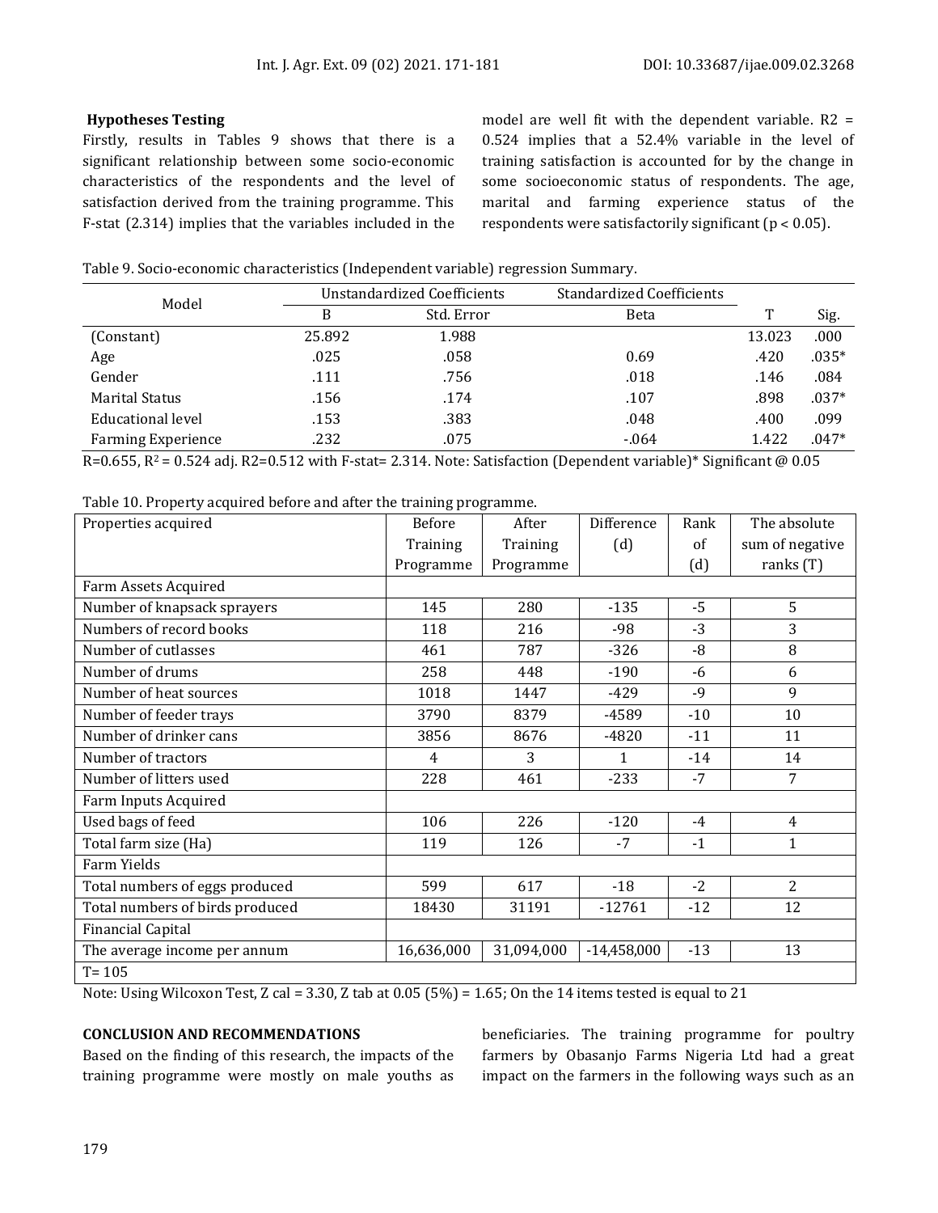**Hypotheses Testing**

Firstly, results in Tables 9 shows that there is a significant relationship between some socio-economic characteristics of the respondents and the level of satisfaction derived from the training programme. This F-stat (2.314) implies that the variables included in the model are well fit with the dependent variable. R2 = 0.524 implies that a 52.4% variable in the level of training satisfaction is accounted for by the change in some socioeconomic status of respondents. The age, marital and farming experience status of the respondents were satisfactorily significant ($p < 0.05$).

Table 9. Socio-economic characteristics (Independent variable) regression Summary.

| Model | Unstandardized Coefficients | | Standardized Coefficients | | |
|---|---|---|---|---|---|
| | B | Std. Error | Beta | T | Sig. |
| (Constant) | 25.892 | 1.988 | | 13.023 | .000 |
| Age | .025 | .058 | 0.69 | .420 | .035* |
| Gender | .111 | .756 | .018 | .146 | .084 |
| Marital Status | .156 | .174 | .107 | .898 | .037* |
| Educational level | .153 | .383 | .048 | .400 | .099 |
| Farming Experience | .232 | .075 | -.064 | 1.422 | .047* |

R=0.655, $R^2$ = 0.524 adj. R2=0.512 with F-stat= 2.314. Note: Satisfaction (Dependent variable)* Significant @ 0.05

Table 10. Property acquired before and after the training programme.

| Properties acquired | Before Training Programme | After Training Programme | Difference (d) | Rank of (d) | The absolute sum of negative ranks (T) |
|---|---|---|---|---|---|
| Farm Assets Acquired | | | | | |
| Number of knapsack sprayers | 145 | 280 | -135 | -5 | 5 |
| Numbers of record books | 118 | 216 | -98 | -3 | 3 |
| Number of cutlasses | 461 | 787 | -326 | -8 | 8 |
| Number of drums | 258 | 448 | -190 | -6 | 6 |
| Number of heat sources | 1018 | 1447 | -429 | -9 | 9 |
| Number of feeder trays | 3790 | 8379 | -4589 | -10 | 10 |
| Number of drinker cans | 3856 | 8676 | -4820 | -11 | 11 |
| Number of tractors | 4 | 3 | 1 | -14 | 14 |
| Number of litters used | 228 | 461 | -233 | -7 | 7 |
| Farm Inputs Acquired | | | | | |
| Used bags of feed | 106 | 226 | -120 | -4 | 4 |
| Total farm size (Ha) | 119 | 126 | -7 | -1 | 1 |
| Farm Yields | | | | | |
| Total numbers of eggs produced | 599 | 617 | -18 | -2 | 2 |
| Total numbers of birds produced | 18430 | 31191 | -12761 | -12 | 12 |
| Financial Capital | | | | | |
| The average income per annum | 16,636,000 | 31,094,000 | -14,458,000 | -13 | 13 |
| T= 105 | | | | | |

Note: Using Wilcoxon Test, Z cal = 3.30, Z tab at 0.05 (5%) = 1.65; On the 14 items tested is equal to 21

## CONCLUSION AND RECOMMENDATIONS

Based on the finding of this research, the impacts of the training programme were mostly on male youths as beneficiaries. The training programme for poultry farmers by Obasanjo Farms Nigeria Ltd had a great impact on the farmers in the following ways such as an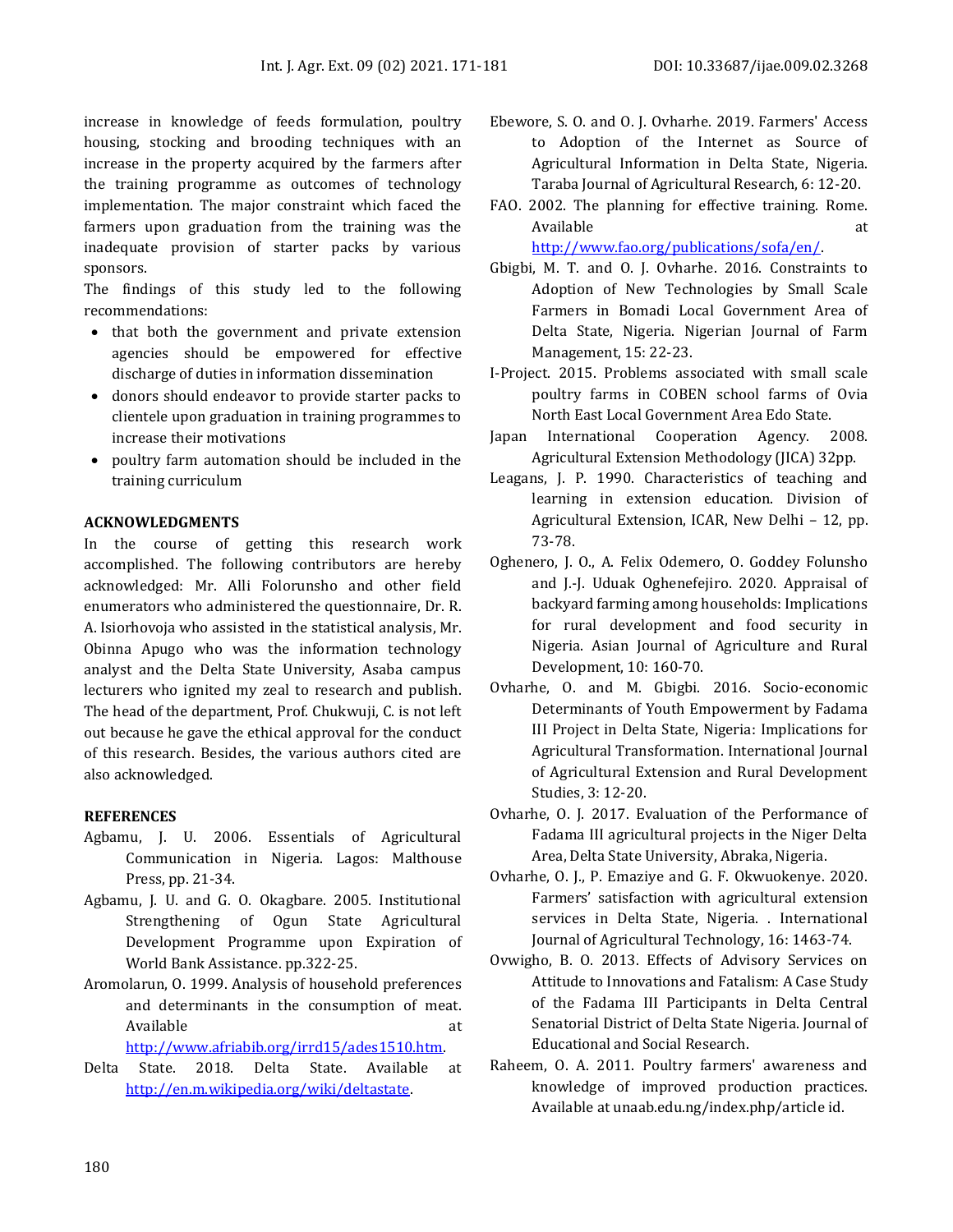increase in knowledge of feeds formulation, poultry housing, stocking and brooding techniques with an increase in the property acquired by the farmers after the training programme as outcomes of technology implementation. The major constraint which faced the farmers upon graduation from the training was the inadequate provision of starter packs by various sponsors.

The findings of this study led to the following recommendations:

- that both the government and private extension agencies should be empowered for effective discharge of duties in information dissemination
- donors should endeavor to provide starter packs to clientele upon graduation in training programmes to increase their motivations
- poultry farm automation should be included in the training curriculum

## ACKNOWLEDGMENTS

In the course of getting this research work accomplished. The following contributors are hereby acknowledged: Mr. Alli Folorunsho and other field enumerators who administered the questionnaire, Dr. R. A. Isiorhovoja who assisted in the statistical analysis, Mr. Obinna Apugo who was the information technology analyst and the Delta State University, Asaba campus lecturers who ignited my zeal to research and publish. The head of the department, Prof. Chukwuji, C. is not left out because he gave the ethical approval for the conduct of this research. Besides, the various authors cited are also acknowledged.

## REFERENCES

Agbamu, J. U. 2006. Essentials of Agricultural Communication in Nigeria. Lagos: Malthouse Press, pp. 21-34.

Agbamu, J. U. and G. O. Okagbare. 2005. Institutional Strengthening of Ogun State Agricultural Development Programme upon Expiration of World Bank Assistance. pp.322-25.

Aromolarun, O. 1999. Analysis of household preferences and determinants in the consumption of meat. Available at http://www.afriabib.org/irrd15/ades1510.htm.

Delta State. 2018. Delta State. Available at http://en.m.wikipedia.org/wiki/deltastate.

Ebewore, S. O. and O. J. Ovharhe. 2019. Farmers' Access to Adoption of the Internet as Source of Agricultural Information in Delta State, Nigeria. Taraba Journal of Agricultural Research, 6: 12-20.

FAO. 2002. The planning for effective training. Rome. Available at http://www.fao.org/publications/sofa/en/.

Gbigbi, M. T. and O. J. Ovharhe. 2016. Constraints to Adoption of New Technologies by Small Scale Farmers in Bomadi Local Government Area of Delta State, Nigeria. Nigerian Journal of Farm Management, 15: 22-23.

I-Project. 2015. Problems associated with small scale poultry farms in COBEN school farms of Ovia North East Local Government Area Edo State.

Japan International Cooperation Agency. 2008. Agricultural Extension Methodology (JICA) 32pp.

Leagans, J. P. 1990. Characteristics of teaching and learning in extension education. Division of Agricultural Extension, ICAR, New Delhi – 12, pp. 73-78.

Oghenero, J. O., A. Felix Odemero, O. Goddey Folunsho and J.-J. Uduak Oghenefejiro. 2020. Appraisal of backyard farming among households: Implications for rural development and food security in Nigeria. Asian Journal of Agriculture and Rural Development, 10: 160-70.

Ovharhe, O. and M. Gbigbi. 2016. Socio-economic Determinants of Youth Empowerment by Fadama III Project in Delta State, Nigeria: Implications for Agricultural Transformation. International Journal of Agricultural Extension and Rural Development Studies, 3: 12-20.

Ovharhe, O. J. 2017. Evaluation of the Performance of Fadama III agricultural projects in the Niger Delta Area, Delta State University, Abraka, Nigeria.

Ovharhe, O. J., P. Emaziye and G. F. Okwuokenye. 2020. Farmers' satisfaction with agricultural extension services in Delta State, Nigeria. . International Journal of Agricultural Technology, 16: 1463-74.

Ovwigho, B. O. 2013. Effects of Advisory Services on Attitude to Innovations and Fatalism: A Case Study of the Fadama III Participants in Delta Central Senatorial District of Delta State Nigeria. Journal of Educational and Social Research.

Raheem, O. A. 2011. Poultry farmers' awareness and knowledge of improved production practices. Available at unaab.edu.ng/index.php/article id.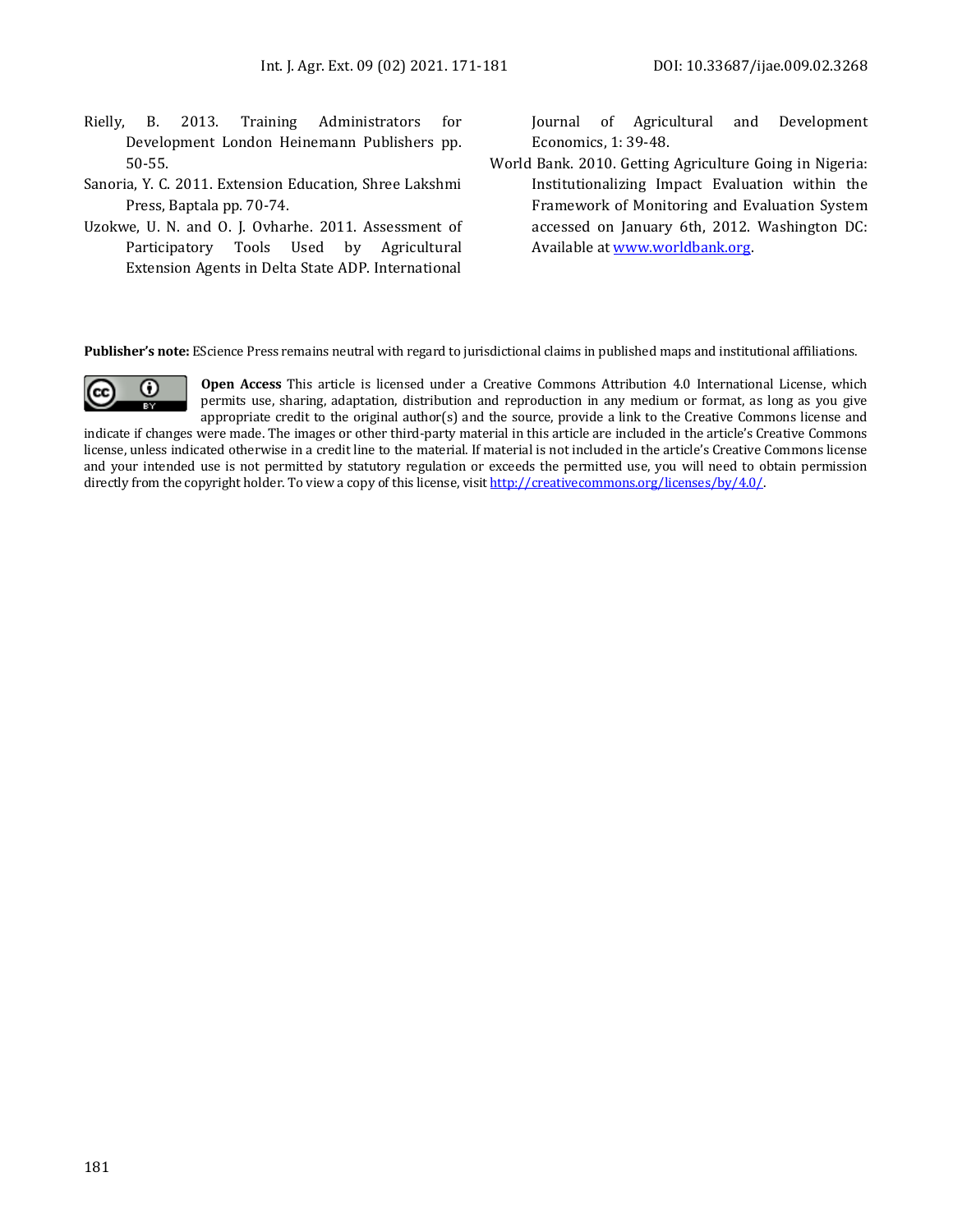Rielly, B. 2013. Training Administrators for Development London Heinemann Publishers pp. 50-55.

Sanoria, Y. C. 2011. Extension Education, Shree Lakshmi Press, Baptala pp. 70-74.

Uzokwe, U. N. and O. J. Ovharhe. 2011. Assessment of Participatory Tools Used by Agricultural Extension Agents in Delta State ADP. International Journal of Agricultural and Development Economics, 1: 39-48.

World Bank. 2010. Getting Agriculture Going in Nigeria: Institutionalizing Impact Evaluation within the Framework of Monitoring and Evaluation System accessed on January 6th, 2012. Washington DC: Available at www.worldbank.org.

**Publisher's note:** EScience Press remains neutral with regard to jurisdictional claims in published maps and institutional affiliations.

**Open Access** This article is licensed under a Creative Commons Attribution 4.0 International License, which permits use, sharing, adaptation, distribution and reproduction in any medium or format, as long as you give appropriate credit to the original author(s) and the source, provide a link to the Creative Commons license and indicate if changes were made. The images or other third-party material in this article are included in the article's Creative Commons license, unless indicated otherwise in a credit line to the material. If material is not included in the article's Creative Commons license and your intended use is not permitted by statutory regulation or exceeds the permitted use, you will need to obtain permission directly from the copyright holder. To view a copy of this license, visit http://creativecommons.org/licenses/by/4.0/.